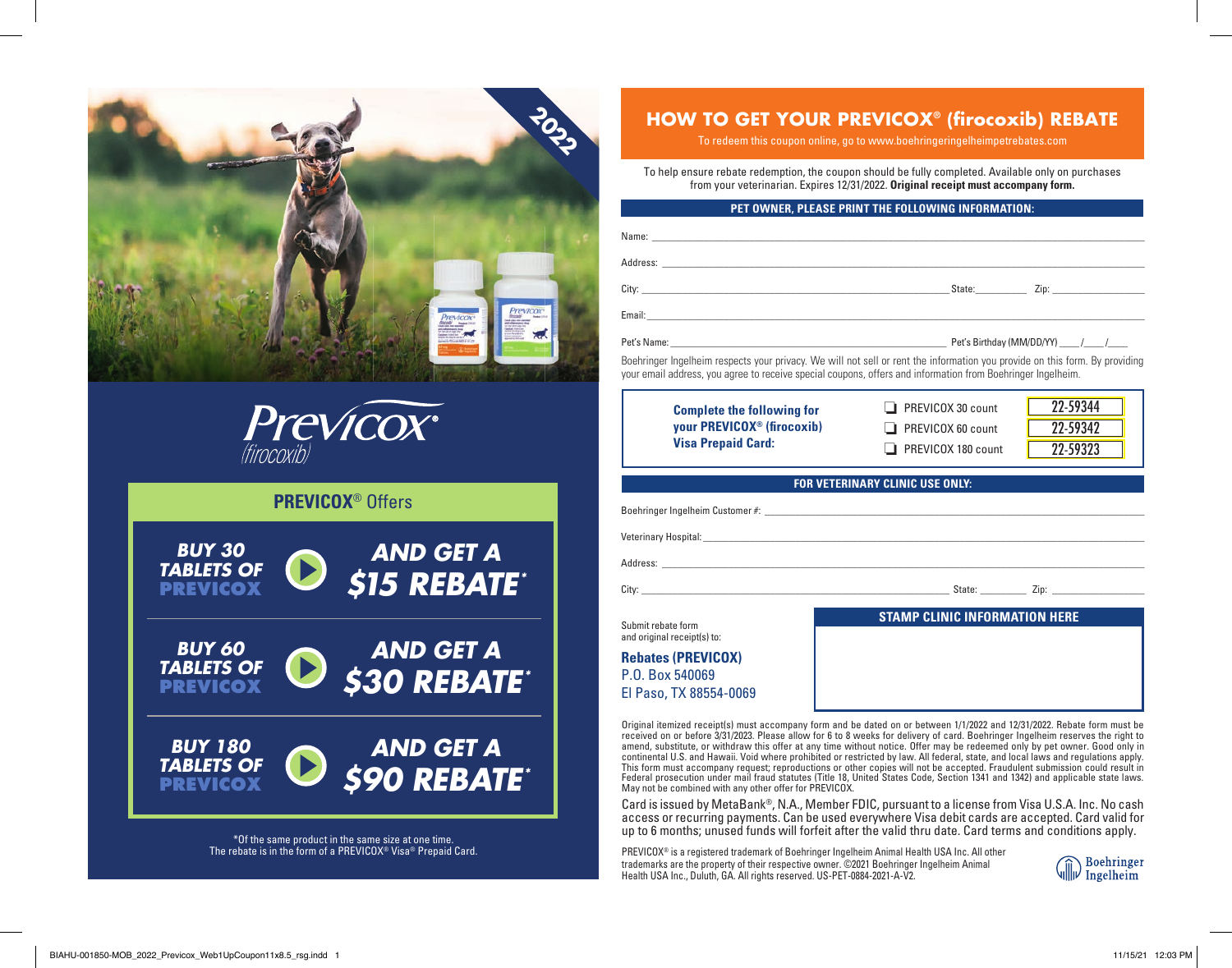2022

# Previcox® (firocoxib)

## PREVICOX® Offers

| | |
|---|---|
| **BUY 30 TABLETS OF PREVICOX** | **AND GET A $15 REBATE*** |
| **BUY 60 TABLETS OF PREVICOX** | **AND GET A $30 REBATE*** |
| **BUY 180 TABLETS OF PREVICOX** | **AND GET A $90 REBATE*** |

*Of the same product in the same size at one time. The rebate is in the form of a PREVICOX® Visa® Prepaid Card.

# HOW TO GET YOUR PREVICOX® (firocoxib) REBATE

To redeem this coupon online, go to www.boehringeringelheimpetrebates.com

To help ensure rebate redemption, the coupon should be fully completed. Available only on purchases from your veterinarian. Expires 12/31/2022. **Original receipt must accompany form.**

## PET OWNER, PLEASE PRINT THE FOLLOWING INFORMATION:

Name: ______________________________

Address: ______________________________

City: ______________________ State: __________ Zip: __________

Email: ______________________________

Pet's Name: ______________________ Pet's Birthday (MM/DD/YY) ____/____/____

Boehringer Ingelheim respects your privacy. We will not sell or rent the information you provide on this form. By providing your email address, you agree to receive special coupons, offers and information from Boehringer Ingelheim.

**Complete the following for your PREVICOX® (firocoxib) Visa Prepaid Card:**

| | |
|---|---|
| ☐ PREVICOX 30 count | 22-59344 |
| ☐ PREVICOX 60 count | 22-59342 |
| ☐ PREVICOX 180 count | 22-59323 |

## FOR VETERINARY CLINIC USE ONLY:

Boehringer Ingelheim Customer #: ______________________________

Veterinary Hospital: ______________________________

Address: ______________________________

City: ______________________ State: __________ Zip: __________

**STAMP CLINIC INFORMATION HERE**

Submit rebate form and original receipt(s) to:

**Rebates (PREVICOX)**
P.O. Box 540069
El Paso, TX 88554-0069

Original itemized receipt(s) must accompany form and be dated on or between 1/1/2022 and 12/31/2022. Rebate form must be received on or before 3/31/2023. Please allow for 6 to 8 weeks for delivery of card. Boehringer Ingelheim reserves the right to amend, substitute, or withdraw this offer at any time without notice. Offer may be redeemed only by pet owner. Good only in continental U.S. and Hawaii. Void where prohibited or restricted by law. All federal, state, and local laws and regulations apply. This form must accompany request; reproductions or other copies will not be accepted. Fraudulent submission could result in Federal prosecution under mail fraud statutes (Title 18, United States Code, Section 1341 and 1342) and applicable state laws. May not be combined with any other offer for PREVICOX.

Card is issued by MetaBank®, N.A., Member FDIC, pursuant to a license from Visa U.S.A. Inc. No cash access or recurring payments. Can be used everywhere Visa debit cards are accepted. Card valid for up to 6 months; unused funds will forfeit after the valid thru date. Card terms and conditions apply.

PREVICOX® is a registered trademark of Boehringer Ingelheim Animal Health USA Inc. All other trademarks are the property of their respective owner. ©2021 Boehringer Ingelheim Animal Health USA Inc., Duluth, GA. All rights reserved. US-PET-0884-2021-A-V2.

Boehringer Ingelheim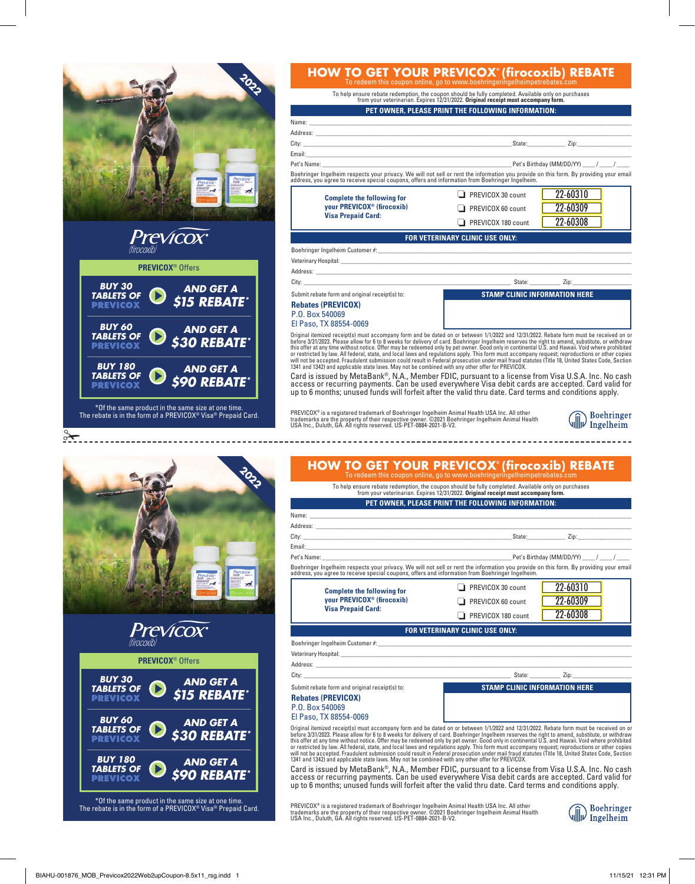2022

# Previcox

(firocoxib)

## PREVICOX® Offers

| | |
|---|---|
| **BUY 30 TABLETS OF PREVICOX** | **AND GET A $15 REBATE*** |
| **BUY 60 TABLETS OF PREVICOX** | **AND GET A $30 REBATE*** |
| **BUY 180 TABLETS OF PREVICOX** | **AND GET A $90 REBATE*** |

*Of the same product in the same size at one time. The rebate is in the form of a PREVICOX® Visa® Prepaid Card.

# HOW TO GET YOUR PREVICOX® (firocoxib) REBATE

To redeem this coupon online, go to www.boehringeringelheimpetrebates.com

To help ensure rebate redemption, the coupon should be fully completed. Available only on purchases from your veterinarian. Expires 12/31/2022. **Original receipt must accompany form.**

## PET OWNER, PLEASE PRINT THE FOLLOWING INFORMATION:

Name: ______________________________

Address: ______________________________

City: ______________________ State: __________ Zip: __________

Email: ______________________________

Pet's Name: ______________________ Pet's Birthday (MM/DD/YY) ____ / ____ / ____

Boehringer Ingelheim respects your privacy. We will not sell or rent the information you provide on this form. By providing your email address, you agree to receive special coupons, offers and information from Boehringer Ingelheim.

**Complete the following for your PREVICOX® (firocoxib) Visa Prepaid Card:**

| | |
|---|---|
| ☐ PREVICOX 30 count | 22-60310 |
| ☐ PREVICOX 60 count | 22-60309 |
| ☐ PREVICOX 180 count | 22-60308 |

## FOR VETERINARY CLINIC USE ONLY:

Boehringer Ingelheim Customer #: ______________________________

Veterinary Hospital: ______________________________

Address: ______________________________

City: ______________________ State: __________ Zip: __________

Submit rebate form and original receipt(s) to:

**Rebates (PREVICOX)**
P.O. Box 540069
El Paso, TX 88554-0069

**STAMP CLINIC INFORMATION HERE**

Original itemized receipt(s) must accompany form and be dated on or between 1/1/2022 and 12/31/2022. Rebate form must be received on or before 3/31/2023. Please allow for 6 to 8 weeks for delivery of card. Boehringer Ingelheim reserves the right to amend, substitute, or withdraw this offer at any time without notice. Offer may be redeemed only by pet owner. Good only in continental U.S. and Hawaii. Void where prohibited or restricted by law. All federal, state, and local laws and regulations apply. This form must accompany request; reproductions or other copies will not be accepted. Fraudulent submission could result in Federal prosecution under mail fraud statutes (Title 18, United States Code, Section 1341 and 1342) and applicable state laws. May not be combined with any other offer for PREVICOX.

Card is issued by MetaBank®, N.A., Member FDIC, pursuant to a license from Visa U.S.A. Inc. No cash access or recurring payments. Can be used everywhere Visa debit cards are accepted. Card valid for up to 6 months; unused funds will forfeit after the valid thru date. Card terms and conditions apply.

PREVICOX® is a registered trademark of Boehringer Ingelheim Animal Health USA Inc. All other trademarks are the property of their respective owner. ©2021 Boehringer Ingelheim Animal Health USA Inc., Duluth, GA. All rights reserved. US-PET-0884-2021-B-V2.

Boehringer Ingelheim

---

2022

# Previcox

(firocoxib)

## PREVICOX® Offers

| | |
|---|---|
| **BUY 30 TABLETS OF PREVICOX** | **AND GET A $15 REBATE*** |
| **BUY 60 TABLETS OF PREVICOX** | **AND GET A $30 REBATE*** |
| **BUY 180 TABLETS OF PREVICOX** | **AND GET A $90 REBATE*** |

*Of the same product in the same size at one time. The rebate is in the form of a PREVICOX® Visa® Prepaid Card.

# HOW TO GET YOUR PREVICOX® (firocoxib) REBATE

To redeem this coupon online, go to www.boehringeringelheimpetrebates.com

To help ensure rebate redemption, the coupon should be fully completed. Available only on purchases from your veterinarian. Expires 12/31/2022. **Original receipt must accompany form.**

## PET OWNER, PLEASE PRINT THE FOLLOWING INFORMATION:

Name: ______________________________

Address: ______________________________

City: ______________________ State: __________ Zip: __________

Email: ______________________________

Pet's Name: ______________________ Pet's Birthday (MM/DD/YY) ____ / ____ / ____

Boehringer Ingelheim respects your privacy. We will not sell or rent the information you provide on this form. By providing your email address, you agree to receive special coupons, offers and information from Boehringer Ingelheim.

**Complete the following for your PREVICOX® (firocoxib) Visa Prepaid Card:**

| | |
|---|---|
| ☐ PREVICOX 30 count | 22-60310 |
| ☐ PREVICOX 60 count | 22-60309 |
| ☐ PREVICOX 180 count | 22-60308 |

## FOR VETERINARY CLINIC USE ONLY:

Boehringer Ingelheim Customer #: ______________________________

Veterinary Hospital: ______________________________

Address: ______________________________

City: ______________________ State: __________ Zip: __________

Submit rebate form and original receipt(s) to:

**Rebates (PREVICOX)**
P.O. Box 540069
El Paso, TX 88554-0069

**STAMP CLINIC INFORMATION HERE**

Original itemized receipt(s) must accompany form and be dated on or between 1/1/2022 and 12/31/2022. Rebate form must be received on or before 3/31/2023. Please allow for 6 to 8 weeks for delivery of card. Boehringer Ingelheim reserves the right to amend, substitute, or withdraw this offer at any time without notice. Offer may be redeemed only by pet owner. Good only in continental U.S. and Hawaii. Void where prohibited or restricted by law. All federal, state, and local laws and regulations apply. This form must accompany request; reproductions or other copies will not be accepted. Fraudulent submission could result in Federal prosecution under mail fraud statutes (Title 18, United States Code, Section 1341 and 1342) and applicable state laws. May not be combined with any other offer for PREVICOX.

Card is issued by MetaBank®, N.A., Member FDIC, pursuant to a license from Visa U.S.A. Inc. No cash access or recurring payments. Can be used everywhere Visa debit cards are accepted. Card valid for up to 6 months; unused funds will forfeit after the valid thru date. Card terms and conditions apply.

PREVICOX® is a registered trademark of Boehringer Ingelheim Animal Health USA Inc. All other trademarks are the property of their respective owner. ©2021 Boehringer Ingelheim Animal Health USA Inc., Duluth, GA. All rights reserved. US-PET-0884-2021-B-V2.

Boehringer Ingelheim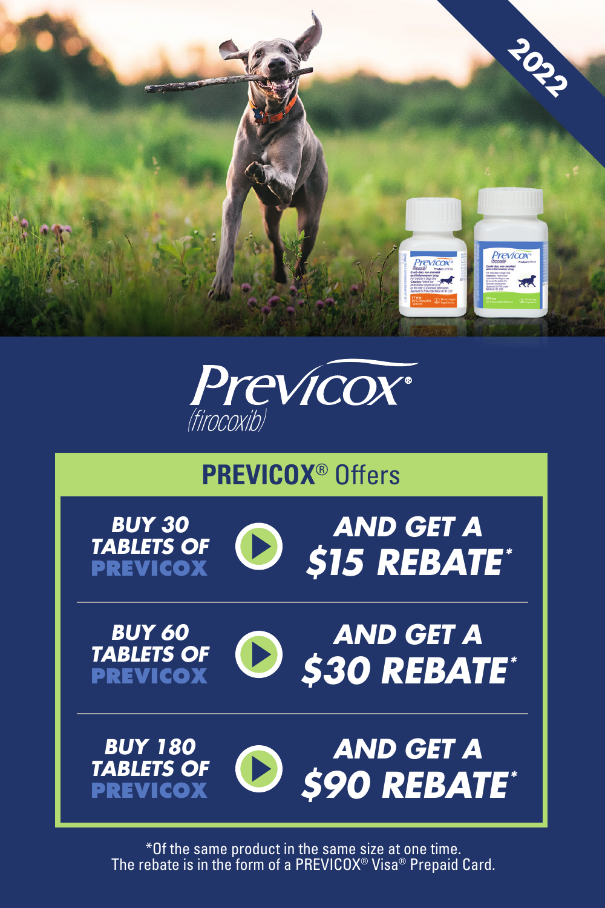2022

# Previcox®

*(firocoxib)*

## PREVICOX® Offers

| | |
|---|---|
| **BUY 30 TABLETS OF PREVICOX** | **AND GET A $15 REBATE*** |
| **BUY 60 TABLETS OF PREVICOX** | **AND GET A $30 REBATE*** |
| **BUY 180 TABLETS OF PREVICOX** | **AND GET A $90 REBATE*** |

*Of the same product in the same size at one time.
The rebate is in the form of a PREVICOX® Visa® Prepaid Card.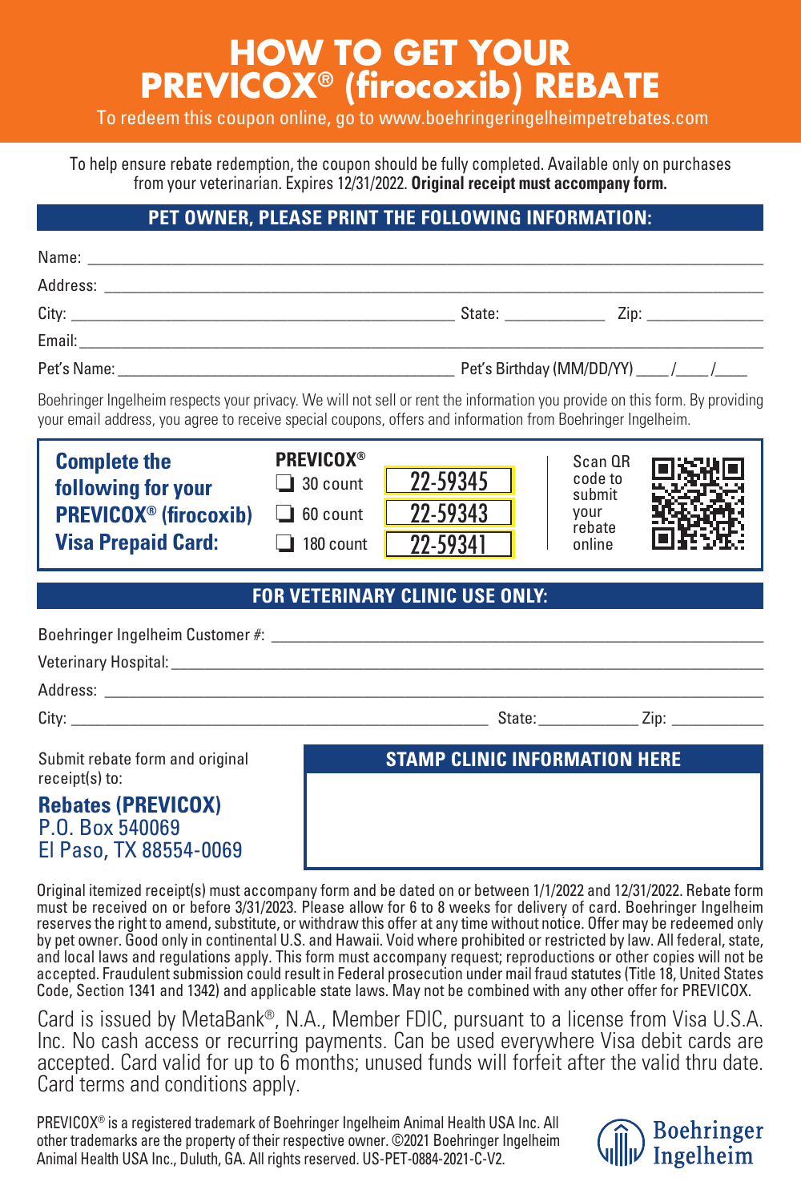# HOW TO GET YOUR PREVICOX® (firocoxib) REBATE

To redeem this coupon online, go to www.boehringeringelheimpetrebates.com

To help ensure rebate redemption, the coupon should be fully completed. Available only on purchases from your veterinarian. Expires 12/31/2022. **Original receipt must accompany form.**

## PET OWNER, PLEASE PRINT THE FOLLOWING INFORMATION:

Name: ______________________________

Address: ______________________________

City: ____________________ State: __________ Zip: __________

Email: ______________________________

Pet's Name: ____________________ Pet's Birthday (MM/DD/YY) ____/____/____

Boehringer Ingelheim respects your privacy. We will not sell or rent the information you provide on this form. By providing your email address, you agree to receive special coupons, offers and information from Boehringer Ingelheim.

**Complete the following for your PREVICOX® (firocoxib) Visa Prepaid Card:**

| PREVICOX® | |
|---|---|
| ❑ 30 count | 22-59345 |
| ❑ 60 count | 22-59343 |
| ❑ 180 count | 22-59341 |

Scan QR code to submit your rebate online

## FOR VETERINARY CLINIC USE ONLY:

Boehringer Ingelheim Customer #: ______________________________

Veterinary Hospital: ______________________________

Address: ______________________________

City: ____________________ State: __________ Zip: __________

Submit rebate form and original receipt(s) to:

**Rebates (PREVICOX)**
P.O. Box 540069
El Paso, TX 88554-0069

**STAMP CLINIC INFORMATION HERE**

Original itemized receipt(s) must accompany form and be dated on or between 1/1/2022 and 12/31/2022. Rebate form must be received on or before 3/31/2023. Please allow for 6 to 8 weeks for delivery of card. Boehringer Ingelheim reserves the right to amend, substitute, or withdraw this offer at any time without notice. Offer may be redeemed only by pet owner. Good only in continental U.S. and Hawaii. Void where prohibited or restricted by law. All federal, state, and local laws and regulations apply. This form must accompany request; reproductions or other copies will not be accepted. Fraudulent submission could result in Federal prosecution under mail fraud statutes (Title 18, United States Code, Section 1341 and 1342) and applicable state laws. May not be combined with any other offer for PREVICOX.

Card is issued by MetaBank®, N.A., Member FDIC, pursuant to a license from Visa U.S.A. Inc. No cash access or recurring payments. Can be used everywhere Visa debit cards are accepted. Card valid for up to 6 months; unused funds will forfeit after the valid thru date. Card terms and conditions apply.

PREVICOX® is a registered trademark of Boehringer Ingelheim Animal Health USA Inc. All other trademarks are the property of their respective owner. ©2021 Boehringer Ingelheim Animal Health USA Inc., Duluth, GA. All rights reserved. US-PET-0884-2021-C-V2.

Boehringer Ingelheim